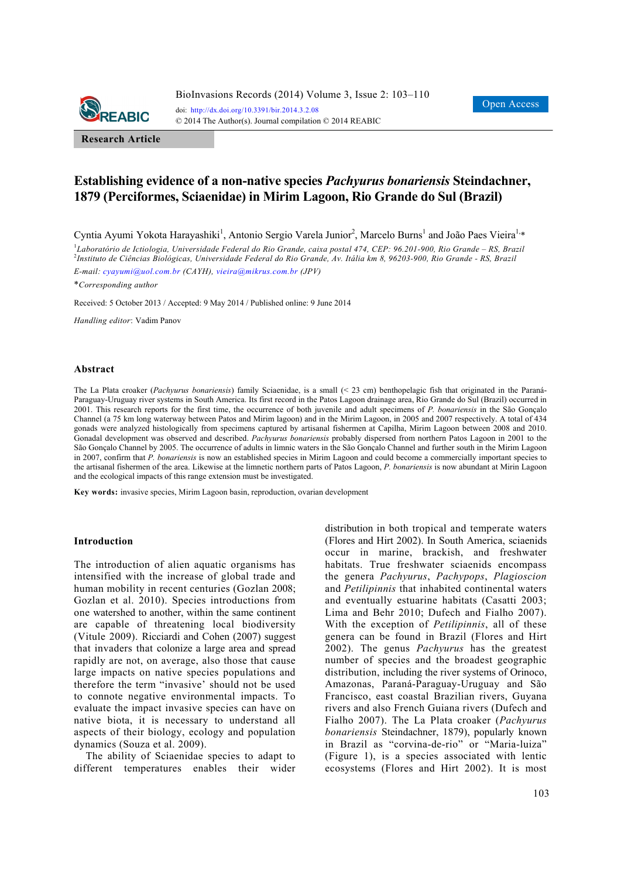Research Article

# Establishing evidence of a non-native species *Pachyurus bonariensis* Steindachner, 1879 (Perciformes, Sciaenidae) in Mirim Lagoon, Rio Grande do Sul (Brazil)

Cyntia Ayumi Yokota Harayashiki[1], Antonio Sergio Varela Junior[2], Marcelo Burns[1] and João Paes Vieira[1,*]

[1]*Laboratório de Ictiologia, Universidade Federal do Rio Grande, caixa postal 474, CEP: 96.201-900, Rio Grande – RS, Brazil*
[2]*Instituto de Ciências Biológicas, Universidade Federal do Rio Grande, Av. Itália km 8, 96203-900, Rio Grande - RS, Brazil*

*E-mail: cyayumi@uol.com.br (CAYH), vieira@mikrus.com.br (JPV)*

*\*Corresponding author*

Received: 5 October 2013 / Accepted: 9 May 2014 / Published online: 9 June 2014

*Handling editor*: Vadim Panov

## Abstract

The La Plata croaker (*Pachyurus bonariensis*) family Sciaenidae, is a small (< 23 cm) benthopelagic fish that originated in the Paraná-Paraguay-Uruguay river systems in South America. Its first record in the Patos Lagoon drainage area, Rio Grande do Sul (Brazil) occurred in 2001. This research reports for the first time, the occurrence of both juvenile and adult specimens of *P. bonariensis* in the São Gonçalo Channel (a 75 km long waterway between Patos and Mirim lagoon) and in the Mirim Lagoon, in 2005 and 2007 respectively. A total of 434 gonads were analyzed histologically from specimens captured by artisanal fishermen at Capilha, Mirim Lagoon between 2008 and 2010. Gonadal development was observed and described. *Pachyurus bonariensis* probably dispersed from northern Patos Lagoon in 2001 to the São Gonçalo Channel by 2005. The occurrence of adults in limnic waters in the São Gonçalo Channel and further south in the Mirim Lagoon in 2007, confirm that *P. bonariensis* is now an established species in Mirim Lagoon and could become a commercially important species to the artisanal fishermen of the area. Likewise at the limnetic northern parts of Patos Lagoon, *P. bonariensis* is now abundant at Mirin Lagoon and the ecological impacts of this range extension must be investigated.

**Key words:** invasive species, Mirim Lagoon basin, reproduction, ovarian development

## Introduction

The introduction of alien aquatic organisms has intensified with the increase of global trade and human mobility in recent centuries (Gozlan 2008; Gozlan et al. 2010). Species introductions from one watershed to another, within the same continent are capable of threatening local biodiversity (Vitule 2009). Ricciardi and Cohen (2007) suggest that invaders that colonize a large area and spread rapidly are not, on average, also those that cause large impacts on native species populations and therefore the term "invasive' should not be used to connote negative environmental impacts. To evaluate the impact invasive species can have on native biota, it is necessary to understand all aspects of their biology, ecology and population dynamics (Souza et al. 2009).

The ability of Sciaenidae species to adapt to different temperatures enables their wider distribution in both tropical and temperate waters (Flores and Hirt 2002). In South America, sciaenids occur in marine, brackish, and freshwater habitats. True freshwater sciaenids encompass the genera *Pachyurus*, *Pachypops*, *Plagioscion* and *Petilipinnis* that inhabited continental waters and eventually estuarine habitats (Casatti 2003; Lima and Behr 2010; Dufech and Fialho 2007). With the exception of *Petilipinnis*, all of these genera can be found in Brazil (Flores and Hirt 2002). The genus *Pachyurus* has the greatest number of species and the broadest geographic distribution, including the river systems of Orinoco, Amazonas, Paraná-Paraguay-Uruguay and São Francisco, east coastal Brazilian rivers, Guyana rivers and also French Guiana rivers (Dufech and Fialho 2007). The La Plata croaker (*Pachyurus bonariensis* Steindachner, 1879), popularly known in Brazil as "corvina-de-rio" or "Maria-luiza" (Figure 1), is a species associated with lentic ecosystems (Flores and Hirt 2002). It is most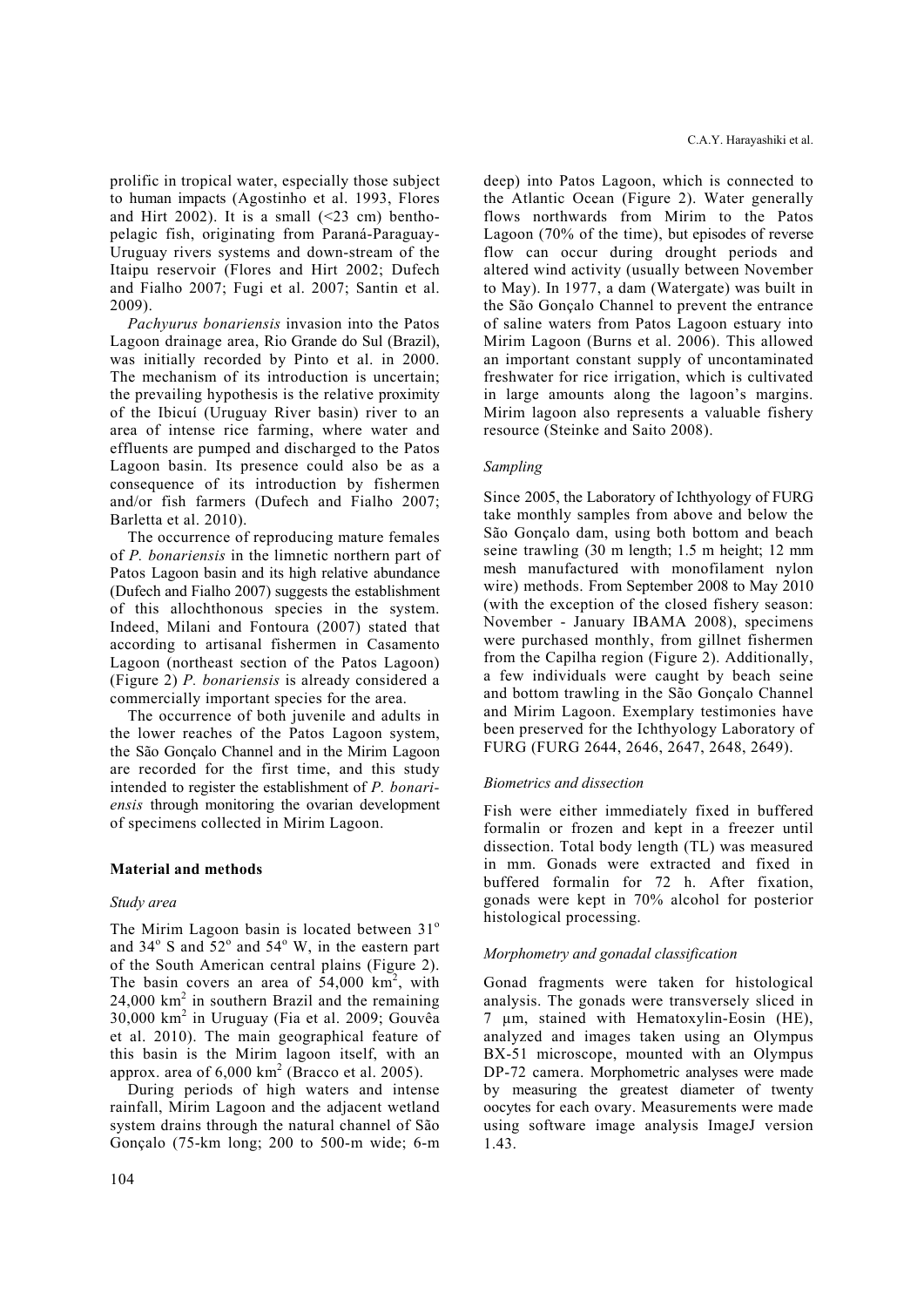prolific in tropical water, especially those subject to human impacts (Agostinho et al. 1993, Flores and Hirt 2002). It is a small (<23 cm) bentho-pelagic fish, originating from Paraná-Paraguay-Uruguay rivers systems and down-stream of the Itaipu reservoir (Flores and Hirt 2002; Dufech and Fialho 2007; Fugi et al. 2007; Santin et al. 2009).

*Pachyurus bonariensis* invasion into the Patos Lagoon drainage area, Rio Grande do Sul (Brazil), was initially recorded by Pinto et al. in 2000. The mechanism of its introduction is uncertain; the prevailing hypothesis is the relative proximity of the Ibicuí (Uruguay River basin) river to an area of intense rice farming, where water and effluents are pumped and discharged to the Patos Lagoon basin. Its presence could also be as a consequence of its introduction by fishermen and/or fish farmers (Dufech and Fialho 2007; Barletta et al. 2010).

The occurrence of reproducing mature females of *P. bonariensis* in the limnetic northern part of Patos Lagoon basin and its high relative abundance (Dufech and Fialho 2007) suggests the establishment of this allochthonous species in the system. Indeed, Milani and Fontoura (2007) stated that according to artisanal fishermen in Casamento Lagoon (northeast section of the Patos Lagoon) (Figure 2) *P. bonariensis* is already considered a commercially important species for the area.

The occurrence of both juvenile and adults in the lower reaches of the Patos Lagoon system, the São Gonçalo Channel and in the Mirim Lagoon are recorded for the first time, and this study intended to register the establishment of *P. bonariensis* through monitoring the ovarian development of specimens collected in Mirim Lagoon.

## Material and methods

### *Study area*

The Mirim Lagoon basin is located between 31° and 34° S and 52° and 54° W, in the eastern part of the South American central plains (Figure 2). The basin covers an area of 54,000 km², with 24,000 km² in southern Brazil and the remaining 30,000 km² in Uruguay (Fia et al. 2009; Gouvêa et al. 2010). The main geographical feature of this basin is the Mirim lagoon itself, with an approx. area of 6,000 km² (Bracco et al. 2005).

During periods of high waters and intense rainfall, Mirim Lagoon and the adjacent wetland system drains through the natural channel of São Gonçalo (75-km long; 200 to 500-m wide; 6-m deep) into Patos Lagoon, which is connected to the Atlantic Ocean (Figure 2). Water generally flows northwards from Mirim to the Patos Lagoon (70% of the time), but episodes of reverse flow can occur during drought periods and altered wind activity (usually between November to May). In 1977, a dam (Watergate) was built in the São Gonçalo Channel to prevent the entrance of saline waters from Patos Lagoon estuary into Mirim Lagoon (Burns et al. 2006). This allowed an important constant supply of uncontaminated freshwater for rice irrigation, which is cultivated in large amounts along the lagoon's margins. Mirim lagoon also represents a valuable fishery resource (Steinke and Saito 2008).

### *Sampling*

Since 2005, the Laboratory of Ichthyology of FURG take monthly samples from above and below the São Gonçalo dam, using both bottom and beach seine trawling (30 m length; 1.5 m height; 12 mm mesh manufactured with monofilament nylon wire) methods. From September 2008 to May 2010 (with the exception of the closed fishery season: November - January IBAMA 2008), specimens were purchased monthly, from gillnet fishermen from the Capilha region (Figure 2). Additionally, a few individuals were caught by beach seine and bottom trawling in the São Gonçalo Channel and Mirim Lagoon. Exemplary testimonies have been preserved for the Ichthyology Laboratory of FURG (FURG 2644, 2646, 2647, 2648, 2649).

### *Biometrics and dissection*

Fish were either immediately fixed in buffered formalin or frozen and kept in a freezer until dissection. Total body length (TL) was measured in mm. Gonads were extracted and fixed in buffered formalin for 72 h. After fixation, gonads were kept in 70% alcohol for posterior histological processing.

### *Morphometry and gonadal classification*

Gonad fragments were taken for histological analysis. The gonads were transversely sliced in 7 µm, stained with Hematoxylin-Eosin (HE), analyzed and images taken using an Olympus BX-51 microscope, mounted with an Olympus DP-72 camera. Morphometric analyses were made by measuring the greatest diameter of twenty oocytes for each ovary. Measurements were made using software image analysis ImageJ version 1.43.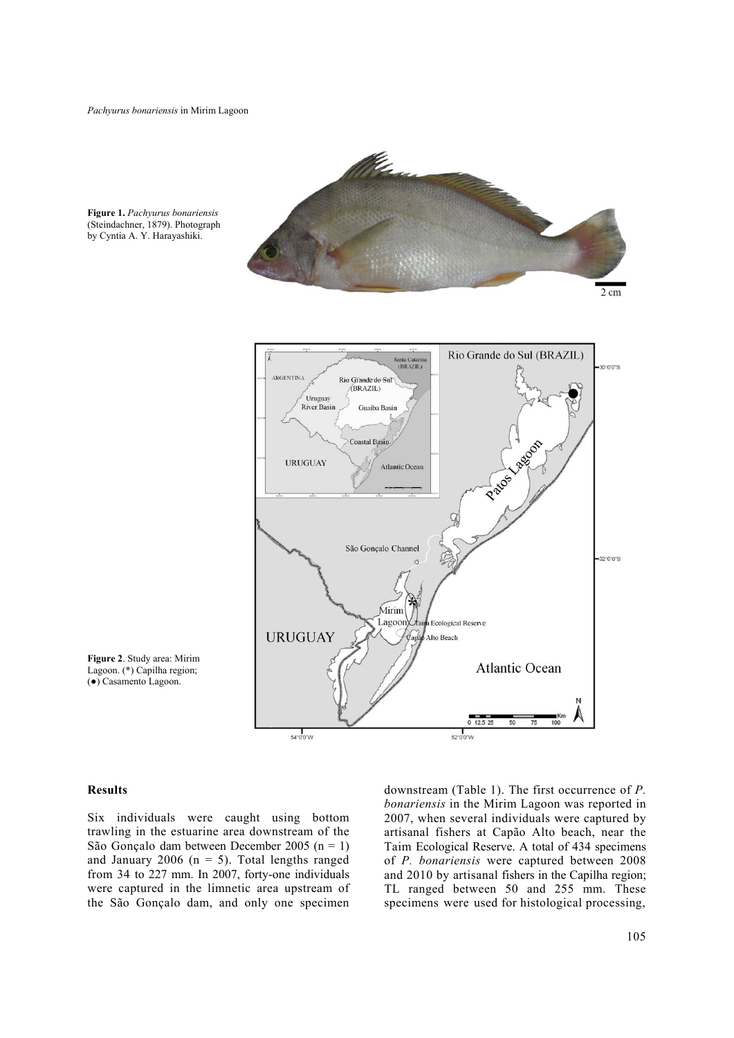Figure 1. *Pachyurus bonariensis* (Steindachner, 1879). Photograph by Cyntia A. Y. Harayashiki.

Figure 2. Study area: Mirim Lagoon. (*) Capilha region; (●) Casamento Lagoon.

## Results

Six individuals were caught using bottom trawling in the estuarine area downstream of the São Gonçalo dam between December 2005 (n = 1) and January 2006 (n = 5). Total lengths ranged from 34 to 227 mm. In 2007, forty-one individuals were captured in the limnetic area upstream of the São Gonçalo dam, and only one specimen downstream (Table 1). The first occurrence of *P. bonariensis* in the Mirim Lagoon was reported in 2007, when several individuals were captured by artisanal fishers at Capão Alto beach, near the Taim Ecological Reserve. A total of 434 specimens of *P. bonariensis* were captured between 2008 and 2010 by artisanal fishers in the Capilha region; TL ranged between 50 and 255 mm. These specimens were used for histological processing,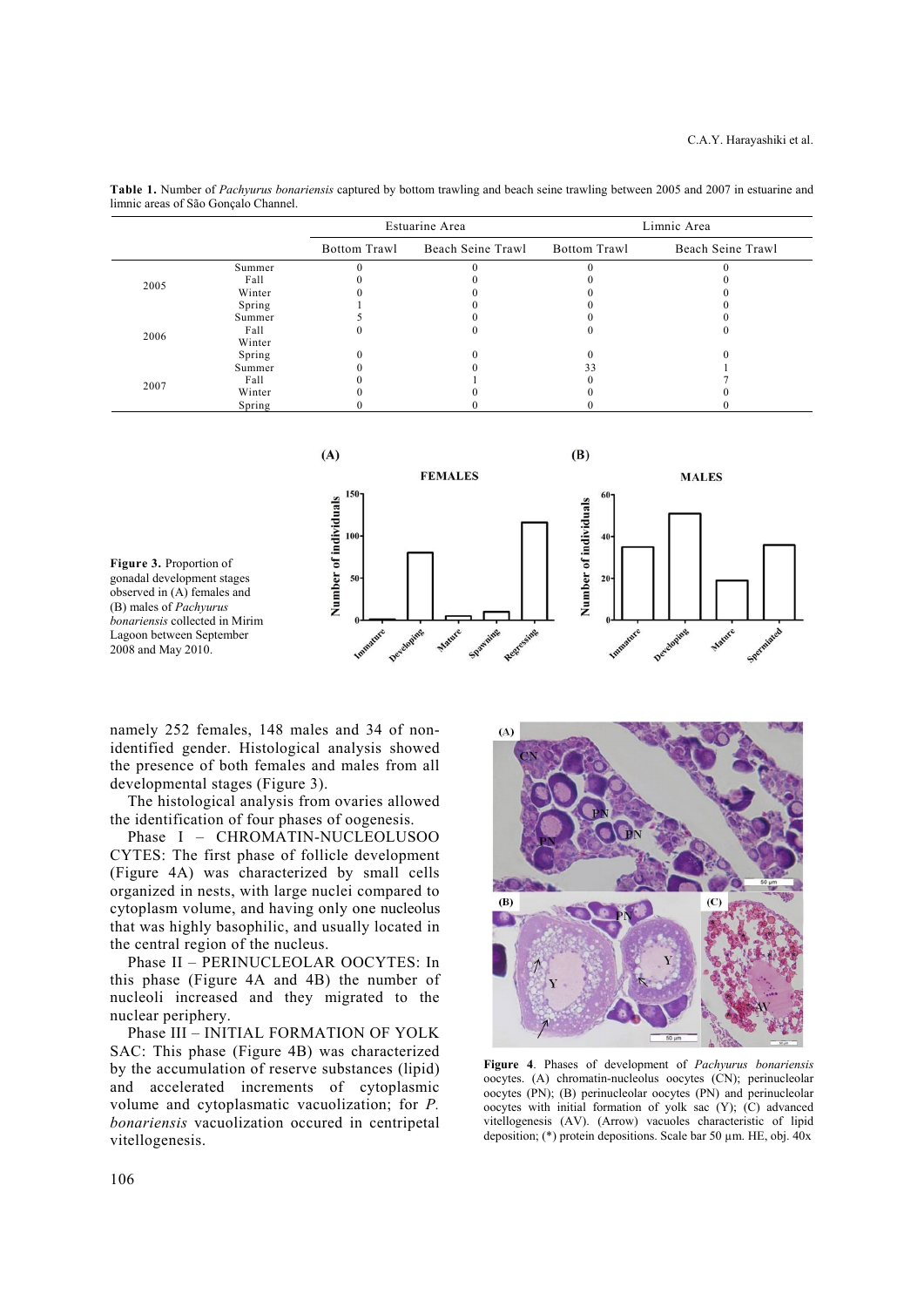**Table 1.** Number of *Pachyurus bonariensis* captured by bottom trawling and beach seine trawling between 2005 and 2007 in estuarine and limnic areas of São Gonçalo Channel.

| | | Estuarine Area | | Limnic Area | |
|---|---|---|---|---|---|
| | | Bottom Trawl | Beach Seine Trawl | Bottom Trawl | Beach Seine Trawl |
| 2005 | Summer | 0 | 0 | 0 | 0 |
| | Fall | 0 | 0 | 0 | 0 |
| | Winter | 0 | 0 | 0 | 0 |
| | Spring | 1 | 0 | 0 | 0 |
| 2006 | Summer | 5 | 0 | 0 | 0 |
| | Fall | 0 | 0 | 0 | 0 |
| | Winter | | | | |
| | Spring | 0 | 0 | 0 | 0 |
| 2007 | Summer | 0 | 0 | 33 | 1 |
| | Fall | 0 | 1 | 0 | 7 |
| | Winter | 0 | 0 | 0 | 0 |
| | Spring | 0 | 0 | 0 | 0 |

**Figure 3.** Proportion of gonadal development stages observed in (A) females and (B) males of *Pachyurus bonariensis* collected in Mirim Lagoon between September 2008 and May 2010.

namely 252 females, 148 males and 34 of non-identified gender. Histological analysis showed the presence of both females and males from all developmental stages (Figure 3).

The histological analysis from ovaries allowed the identification of four phases of oogenesis.

Phase I – CHROMATIN-NUCLEOLUSOOCYTES: The first phase of follicle development (Figure 4A) was characterized by small cells organized in nests, with large nuclei compared to cytoplasm volume, and having only one nucleolus that was highly basophilic, and usually located in the central region of the nucleus.

Phase II – PERINUCLEOLAR OOCYTES: In this phase (Figure 4A and 4B) the number of nucleoli increased and they migrated to the nuclear periphery.

Phase III – INITIAL FORMATION OF YOLK SAC: This phase (Figure 4B) was characterized by the accumulation of reserve substances (lipid) and accelerated increments of cytoplasmic volume and cytoplasmatic vacuolization; for *P. bonariensis* vacuolization occured in centripetal vitellogenesis.

**Figure 4**. Phases of development of *Pachyurus bonariensis* oocytes. (A) chromatin-nucleolus oocytes (CN); perinucleolar oocytes (PN); (B) perinucleolar oocytes (PN) and perinucleolar oocytes with initial formation of yolk sac (Y); (C) advanced vitellogenesis (AV). (Arrow) vacuoles characteristic of lipid deposition; (*) protein depositions. Scale bar 50 µm. HE, obj. 40x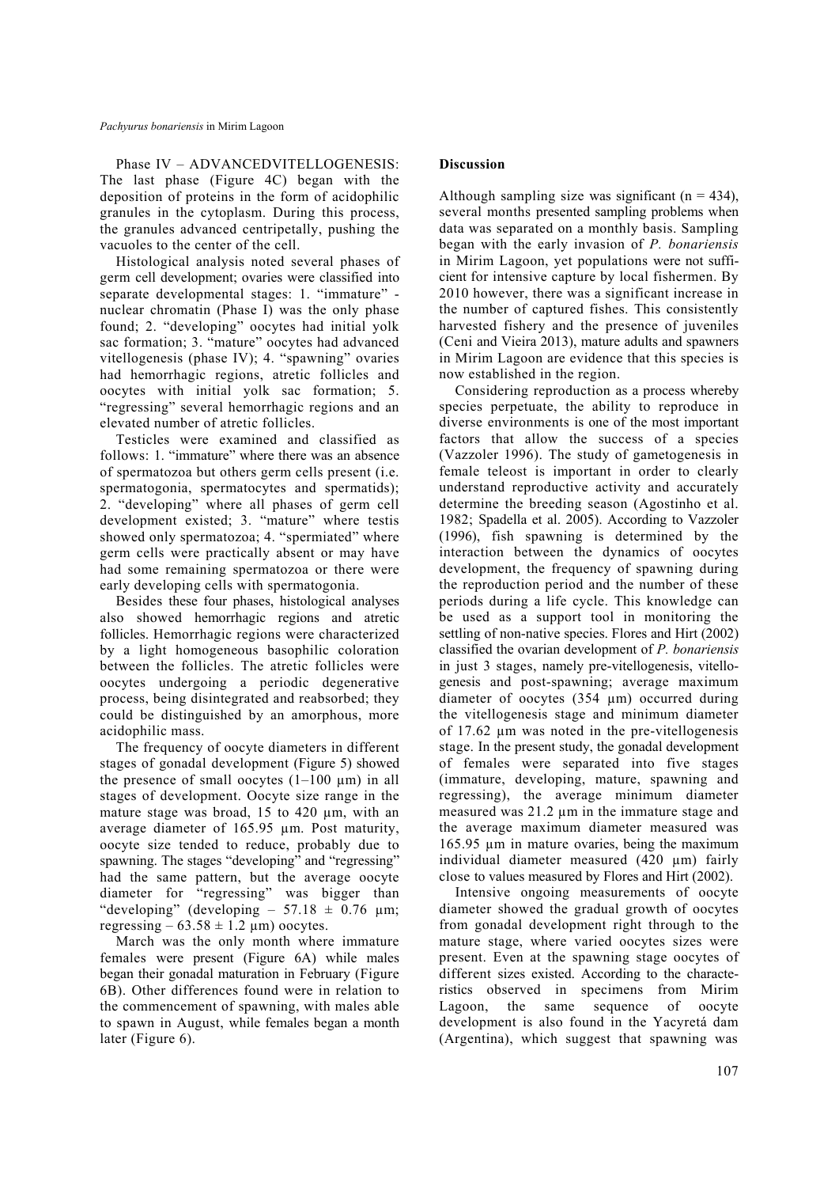Phase IV – ADVANCEDVITELLOGENESIS: The last phase (Figure 4C) began with the deposition of proteins in the form of acidophilic granules in the cytoplasm. During this process, the granules advanced centripetally, pushing the vacuoles to the center of the cell.

Histological analysis noted several phases of germ cell development; ovaries were classified into separate developmental stages: 1. "immature" - nuclear chromatin (Phase I) was the only phase found; 2. "developing" oocytes had initial yolk sac formation; 3. "mature" oocytes had advanced vitellogenesis (phase IV); 4. "spawning" ovaries had hemorrhagic regions, atretic follicles and oocytes with initial yolk sac formation; 5. "regressing" several hemorrhagic regions and an elevated number of atretic follicles.

Testicles were examined and classified as follows: 1. "immature" where there was an absence of spermatozoa but others germ cells present (i.e. spermatogonia, spermatocytes and spermatids); 2. "developing" where all phases of germ cell development existed; 3. "mature" where testis showed only spermatozoa; 4. "spermiated" where germ cells were practically absent or may have had some remaining spermatozoa or there were early developing cells with spermatogonia.

Besides these four phases, histological analyses also showed hemorrhagic regions and atretic follicles. Hemorrhagic regions were characterized by a light homogeneous basophilic coloration between the follicles. The atretic follicles were oocytes undergoing a periodic degenerative process, being disintegrated and reabsorbed; they could be distinguished by an amorphous, more acidophilic mass.

The frequency of oocyte diameters in different stages of gonadal development (Figure 5) showed the presence of small oocytes (1–100 µm) in all stages of development. Oocyte size range in the mature stage was broad, 15 to 420 µm, with an average diameter of 165.95 µm. Post maturity, oocyte size tended to reduce, probably due to spawning. The stages "developing" and "regressing" had the same pattern, but the average oocyte diameter for "regressing" was bigger than "developing" (developing – 57.18 ± 0.76 µm; regressing – 63.58 ± 1.2 µm) oocytes.

March was the only month where immature females were present (Figure 6A) while males began their gonadal maturation in February (Figure 6B). Other differences found were in relation to the commencement of spawning, with males able to spawn in August, while females began a month later (Figure 6).

## Discussion

Although sampling size was significant (n = 434), several months presented sampling problems when data was separated on a monthly basis. Sampling began with the early invasion of *P. bonariensis* in Mirim Lagoon, yet populations were not sufficient for intensive capture by local fishermen. By 2010 however, there was a significant increase in the number of captured fishes. This consistently harvested fishery and the presence of juveniles (Ceni and Vieira 2013), mature adults and spawners in Mirim Lagoon are evidence that this species is now established in the region.

Considering reproduction as a process whereby species perpetuate, the ability to reproduce in diverse environments is one of the most important factors that allow the success of a species (Vazzoler 1996). The study of gametogenesis in female teleost is important in order to clearly understand reproductive activity and accurately determine the breeding season (Agostinho et al. 1982; Spadella et al. 2005). According to Vazzoler (1996), fish spawning is determined by the interaction between the dynamics of oocytes development, the frequency of spawning during the reproduction period and the number of these periods during a life cycle. This knowledge can be used as a support tool in monitoring the settling of non-native species. Flores and Hirt (2002) classified the ovarian development of *P. bonariensis* in just 3 stages, namely pre-vitellogenesis, vitellogenesis and post-spawning; average maximum diameter of oocytes (354 µm) occurred during the vitellogenesis stage and minimum diameter of 17.62 µm was noted in the pre-vitellogenesis stage. In the present study, the gonadal development of females were separated into five stages (immature, developing, mature, spawning and regressing), the average minimum diameter measured was 21.2 µm in the immature stage and the average maximum diameter measured was 165.95 µm in mature ovaries, being the maximum individual diameter measured (420 µm) fairly close to values measured by Flores and Hirt (2002).

Intensive ongoing measurements of oocyte diameter showed the gradual growth of oocytes from gonadal development right through to the mature stage, where varied oocytes sizes were present. Even at the spawning stage oocytes of different sizes existed. According to the characteristics observed in specimens from Mirim Lagoon, the same sequence of oocyte development is also found in the Yacyretá dam (Argentina), which suggest that spawning was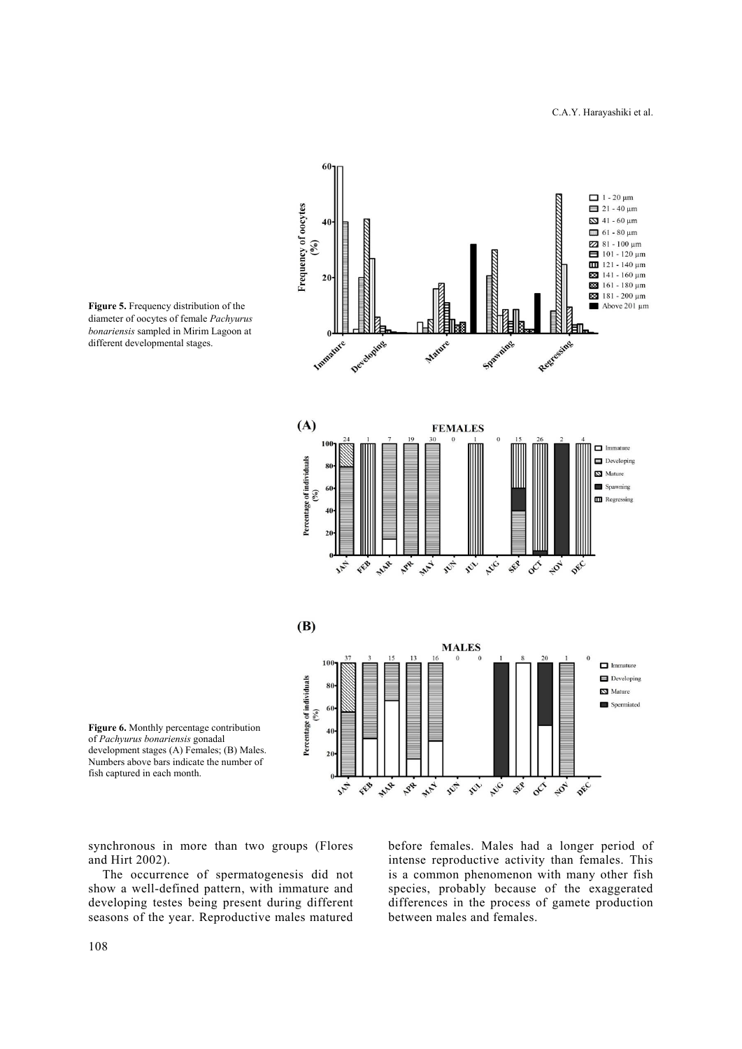**Figure 5.** Frequency distribution of the diameter of oocytes of female *Pachyurus bonariensis* sampled in Mirim Lagoon at different developmental stages.

**Figure 6.** Monthly percentage contribution of *Pachyurus bonariensis* gonadal development stages (A) Females; (B) Males. Numbers above bars indicate the number of fish captured in each month.

synchronous in more than two groups (Flores and Hirt 2002).

The occurrence of spermatogenesis did not show a well-defined pattern, with immature and developing testes being present during different seasons of the year. Reproductive males matured before females. Males had a longer period of intense reproductive activity than females. This is a common phenomenon with many other fish species, probably because of the exaggerated differences in the process of gamete production between males and females.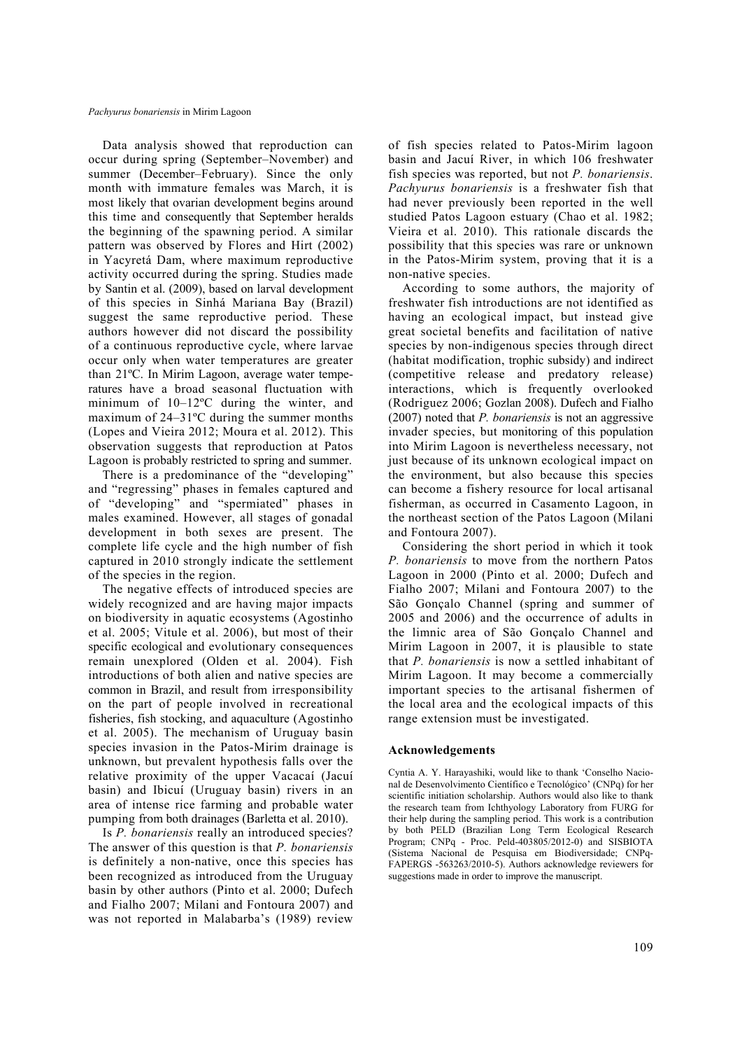Data analysis showed that reproduction can occur during spring (September–November) and summer (December–February). Since the only month with immature females was March, it is most likely that ovarian development begins around this time and consequently that September heralds the beginning of the spawning period. A similar pattern was observed by Flores and Hirt (2002) in Yacyretá Dam, where maximum reproductive activity occurred during the spring. Studies made by Santin et al. (2009), based on larval development of this species in Sinhá Mariana Bay (Brazil) suggest the same reproductive period. These authors however did not discard the possibility of a continuous reproductive cycle, where larvae occur only when water temperatures are greater than 21ºC. In Mirim Lagoon, average water temperatures have a broad seasonal fluctuation with minimum of 10–12ºC during the winter, and maximum of 24–31ºC during the summer months (Lopes and Vieira 2012; Moura et al. 2012). This observation suggests that reproduction at Patos Lagoon is probably restricted to spring and summer.

There is a predominance of the "developing" and "regressing" phases in females captured and of "developing" and "spermiated" phases in males examined. However, all stages of gonadal development in both sexes are present. The complete life cycle and the high number of fish captured in 2010 strongly indicate the settlement of the species in the region.

The negative effects of introduced species are widely recognized and are having major impacts on biodiversity in aquatic ecosystems (Agostinho et al. 2005; Vitule et al. 2006), but most of their specific ecological and evolutionary consequences remain unexplored (Olden et al. 2004). Fish introductions of both alien and native species are common in Brazil, and result from irresponsibility on the part of people involved in recreational fisheries, fish stocking, and aquaculture (Agostinho et al. 2005). The mechanism of Uruguay basin species invasion in the Patos-Mirim drainage is unknown, but prevalent hypothesis falls over the relative proximity of the upper Vacacaí (Jacuí basin) and Ibicuí (Uruguay basin) rivers in an area of intense rice farming and probable water pumping from both drainages (Barletta et al. 2010).

Is *P. bonariensis* really an introduced species? The answer of this question is that *P. bonariensis* is definitely a non-native, once this species has been recognized as introduced from the Uruguay basin by other authors (Pinto et al. 2000; Dufech and Fialho 2007; Milani and Fontoura 2007) and was not reported in Malabarba's (1989) review of fish species related to Patos-Mirim lagoon basin and Jacuí River, in which 106 freshwater fish species was reported, but not *P. bonariensis*. *Pachyurus bonariensis* is a freshwater fish that had never previously been reported in the well studied Patos Lagoon estuary (Chao et al. 1982; Vieira et al. 2010). This rationale discards the possibility that this species was rare or unknown in the Patos-Mirim system, proving that it is a non-native species.

According to some authors, the majority of freshwater fish introductions are not identified as having an ecological impact, but instead give great societal benefits and facilitation of native species by non-indigenous species through direct (habitat modification, trophic subsidy) and indirect (competitive release and predatory release) interactions, which is frequently overlooked (Rodriguez 2006; Gozlan 2008). Dufech and Fialho (2007) noted that *P. bonariensis* is not an aggressive invader species, but monitoring of this population into Mirim Lagoon is nevertheless necessary, not just because of its unknown ecological impact on the environment, but also because this species can become a fishery resource for local artisanal fisherman, as occurred in Casamento Lagoon, in the northeast section of the Patos Lagoon (Milani and Fontoura 2007).

Considering the short period in which it took *P. bonariensis* to move from the northern Patos Lagoon in 2000 (Pinto et al. 2000; Dufech and Fialho 2007; Milani and Fontoura 2007) to the São Gonçalo Channel (spring and summer of 2005 and 2006) and the occurrence of adults in the limnic area of São Gonçalo Channel and Mirim Lagoon in 2007, it is plausible to state that *P. bonariensis* is now a settled inhabitant of Mirim Lagoon. It may become a commercially important species to the artisanal fishermen of the local area and the ecological impacts of this range extension must be investigated.

## Acknowledgements

Cyntia A. Y. Harayashiki, would like to thank 'Conselho Nacional de Desenvolvimento Científico e Tecnológico' (CNPq) for her scientific initiation scholarship. Authors would also like to thank the research team from Ichthyology Laboratory from FURG for their help during the sampling period. This work is a contribution by both PELD (Brazilian Long Term Ecological Research Program; CNPq - Proc. Peld-403805/2012-0) and SISBIOTA (Sistema Nacional de Pesquisa em Biodiversidade; CNPq-FAPERGS -563263/2010-5). Authors acknowledge reviewers for suggestions made in order to improve the manuscript.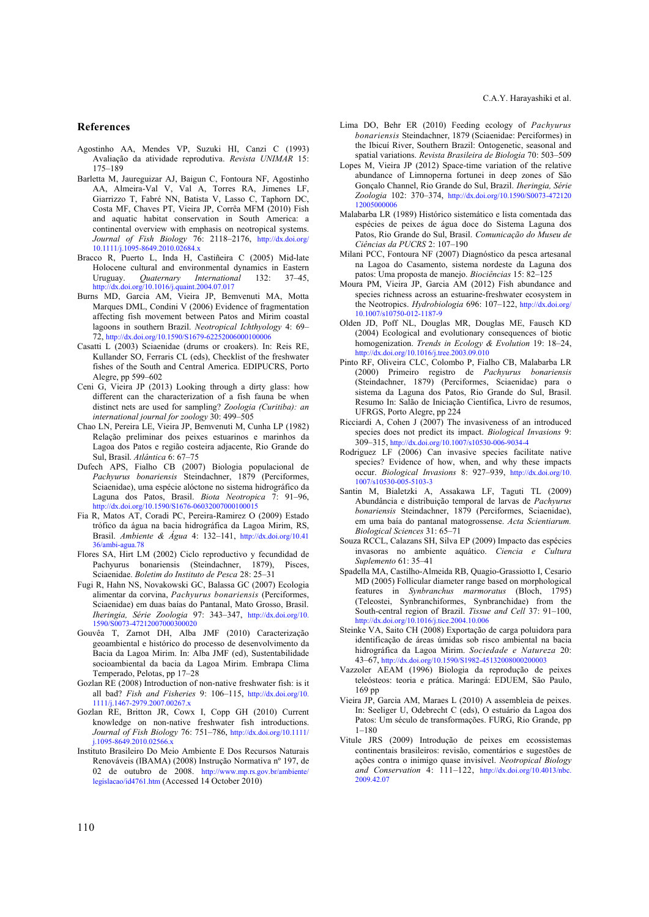## References

Agostinho AA, Mendes VP, Suzuki HI, Canzi C (1993) Avaliação da atividade reprodutiva. *Revista UNIMAR* 15: 175–189

Barletta M, Jaureguizar AJ, Baigun C, Fontoura NF, Agostinho AA, Almeira-Val V, Val A, Torres RA, Jimenes LF, Giarrizzo T, Fabré NN, Batista V, Lasso C, Taphorn DC, Costa MF, Chaves PT, Vieira JP, Corrêa MFM (2010) Fish and aquatic habitat conservation in South America: a continental overview with emphasis on neotropical systems. *Journal of Fish Biology* 76: 2118–2176, http://dx.doi.org/10.1111/j.1095-8649.2010.02684.x

Bracco R, Puerto L, Inda H, Castiñeira C (2005) Mid-late Holocene cultural and environmental dynamics in Eastern Uruguay. *Quaternary International* 132: 37–45, http://dx.doi.org/10.1016/j.quaint.2004.07.017

Burns MD, Garcia AM, Vieira JP, Bemvenuti MA, Motta Marques DML, Condini V (2006) Evidence of fragmentation affecting fish movement between Patos and Mirim coastal lagoons in southern Brazil. *Neotropical Ichthyology* 4: 69–72, http://dx.doi.org/10.1590/S1679-62252006000100006

Casatti L (2003) Sciaenidae (drums or croakers). In: Reis RE, Kullander SO, Ferraris CL (eds), Checklist of the freshwater fishes of the South and Central America. EDIPUCRS, Porto Alegre, pp 599–602

Ceni G, Vieira JP (2013) Looking through a dirty glass: how different can the characterization of a fish fauna be when distinct nets are used for sampling? *Zoologia (Curitiba): an international journal for zoology* 30: 499–505

Chao LN, Pereira LE, Vieira JP, Bemvenuti M, Cunha LP (1982) Relação preliminar dos peixes estuarinos e marinhos da Lagoa dos Patos e região costeira adjacente, Rio Grande do Sul, Brasil. *Atlântica* 6: 67–75

Dufech APS, Fialho CB (2007) Biologia populacional de *Pachyurus bonariensis* Steindachner, 1879 (Perciformes, Sciaenidae), uma espécie alóctone no sistema hidrográfico da Laguna dos Patos, Brasil. *Biota Neotropica* 7: 91–96, http://dx.doi.org/10.1590/S1676-06032007000100015

Fia R, Matos AT, Coradi PC, Pereira-Ramirez O (2009) Estado trófico da água na bacia hidrográfica da Lagoa Mirim, RS, Brasil. *Ambiente & Água* 4: 132–141, http://dx.doi.org/10.4136/ambi-agua.78

Flores SA, Hirt LM (2002) Ciclo reproductivo y fecundidad de Pachyurus bonariensis (Steindachner, 1879), Pisces, Sciaenidae. *Boletim do Instituto de Pesca* 28: 25–31

Fugi R, Hahn NS, Novakowski GC, Balassa GC (2007) Ecologia alimentar da corvina, *Pachyurus bonariensis* (Perciformes, Sciaenidae) em duas baías do Pantanal, Mato Grosso, Brasil. *Iheringia, Série Zoologia* 97: 343–347, http://dx.doi.org/10.1590/S0073-47212007000300020

Gouvêa T, Zarnot DH, Alba JMF (2010) Caracterização geoambiental e histórico do processo de desenvolvimento da Bacia da Lagoa Mirim. In: Alba JMF (ed), Sustentabilidade socioambiental da bacia da Lagoa Mirim. Embrapa Clima Temperado, Pelotas, pp 17–28

Gozlan RE (2008) Introduction of non-native freshwater fish: is it all bad? *Fish and Fisheries* 9: 106–115, http://dx.doi.org/10.1111/j.1467-2979.2007.00267.x

Gozlan RE, Britton JR, Cowx I, Copp GH (2010) Current knowledge on non-native freshwater fish introductions. *Journal of Fish Biology* 76: 751–786, http://dx.doi.org/10.1111/j.1095-8649.2010.02566.x

Instituto Brasileiro Do Meio Ambiente E Dos Recursos Naturais Renováveis (IBAMA) (2008) Instrução Normativa nº 197, de 02 de outubro de 2008. http://www.mp.rs.gov.br/ambiente/legislacao/id4761.htm (Accessed 14 October 2010)

Lima DO, Behr ER (2010) Feeding ecology of *Pachyurus bonariensis* Steindachner, 1879 (Sciaenidae: Perciformes) in the Ibicuí River, Southern Brazil: Ontogenetic, seasonal and spatial variations. *Revista Brasileira de Biologia* 70: 503–509

Lopes M, Vieira JP (2012) Space-time variation of the relative abundance of Limnoperna fortunei in deep zones of São Gonçalo Channel, Rio Grande do Sul, Brazil. *Iheringia, Série Zoologia* 102: 370–374, http://dx.doi.org/10.1590/S0073-47212012005000006

Malabarba LR (1989) Histórico sistemático e lista comentada das espécies de peixes de água doce do Sistema Laguna dos Patos, Rio Grande do Sul, Brasil. *Comunicação do Museu de Ciências da PUCRS* 2: 107–190

Milani PCC, Fontoura NF (2007) Diagnóstico da pesca artesanal na Lagoa do Casamento, sistema nordeste da Laguna dos patos: Uma proposta de manejo. *Biociências* 15: 82–125

Moura PM, Vieira JP, Garcia AM (2012) Fish abundance and species richness across an estuarine-freshwater ecosystem in the Neotropics. *Hydrobiologia* 696: 107–122, http://dx.doi.org/10.1007/s10750-012-1187-9

Olden JD, Poff NL, Douglas MR, Douglas ME, Fausch KD (2004) Ecological and evolutionary consequences of biotic homogenization. *Trends in Ecology & Evolution* 19: 18–24, http://dx.doi.org/10.1016/j.tree.2003.09.010

Pinto RF, Oliveira CLC, Colombo P, Fialho CB, Malabarba LR (2000) Primeiro registro de *Pachyurus bonariensis* (Steindachner, 1879) (Perciformes, Sciaenidae) para o sistema da Laguna dos Patos, Rio Grande do Sul, Brasil. Resumo In: Salão de Iniciação Científica, Livro de resumos, UFRGS, Porto Alegre, pp 224

Ricciardi A, Cohen J (2007) The invasiveness of an introduced species does not predict its impact. *Biological Invasions* 9: 309–315, http://dx.doi.org/10.1007/s10530-006-9034-4

Rodriguez LF (2006) Can invasive species facilitate native species? Evidence of how, when, and why these impacts occur. *Biological Invasions* 8: 927–939, http://dx.doi.org/10.1007/s10530-005-5103-3

Santin M, Bialetzki A, Assakawa LF, Taguti TL (2009) Abundância e distribuição temporal de larvas de *Pachyurus bonariensis* Steindachner, 1879 (Perciformes, Sciaenidae), em uma baía do pantanal matogrossense. *Acta Scientiarum. Biological Sciences* 31: 65–71

Souza RCCL, Calazans SH, Silva EP (2009) Impacto das espécies invasoras no ambiente aquático. *Ciencia e Cultura Suplemento* 61: 35–41

Spadella MA, Castilho-Almeida RB, Quagio-Grassiotto I, Cesario MD (2005) Follicular diameter range based on morphological features in *Synbranchus marmoratus* (Bloch, 1795) (Teleostei, Synbranchiformes, Synbranchidae) from the South-central region of Brazil. *Tissue and Cell* 37: 91–100, http://dx.doi.org/10.1016/j.tice.2004.10.006

Steinke VA, Saito CH (2008) Exportação de carga poluidora para identificação de áreas úmidas sob risco ambiental na bacia hidrográfica da Lagoa Mirim. *Sociedade e Natureza* 20: 43–67, http://dx.doi.org/10.1590/S1982-45132008000200003

Vazzoler AEAM (1996) Biologia da reprodução de peixes teleósteos: teoria e prática. Maringá: EDUEM, São Paulo, 169 pp

Vieira JP, Garcia AM, Maraes L (2010) A assembleia de peixes. In: Seeliger U, Odebrecht C (eds), O estuário da Lagoa dos Patos: Um século de transformações. FURG, Rio Grande, pp 1–180

Vitule JRS (2009) Introdução de peixes em ecossistemas continentais brasileiros: revisão, comentários e sugestões de ações contra o inimigo quase invisível. *Neotropical Biology and Conservation* 4: 111–122, http://dx.doi.org/10.4013/nbc.2009.42.07